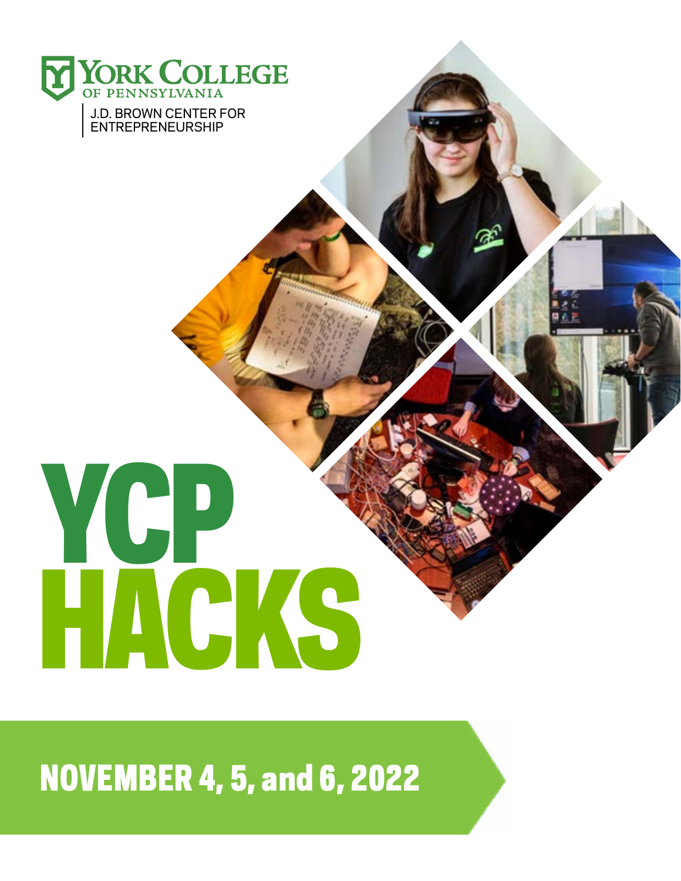York College of Pennsylvania

J.D. BROWN CENTER FOR ENTREPRENEURSHIP

# YCP HACKS

## NOVEMBER 4, 5, and 6, 2022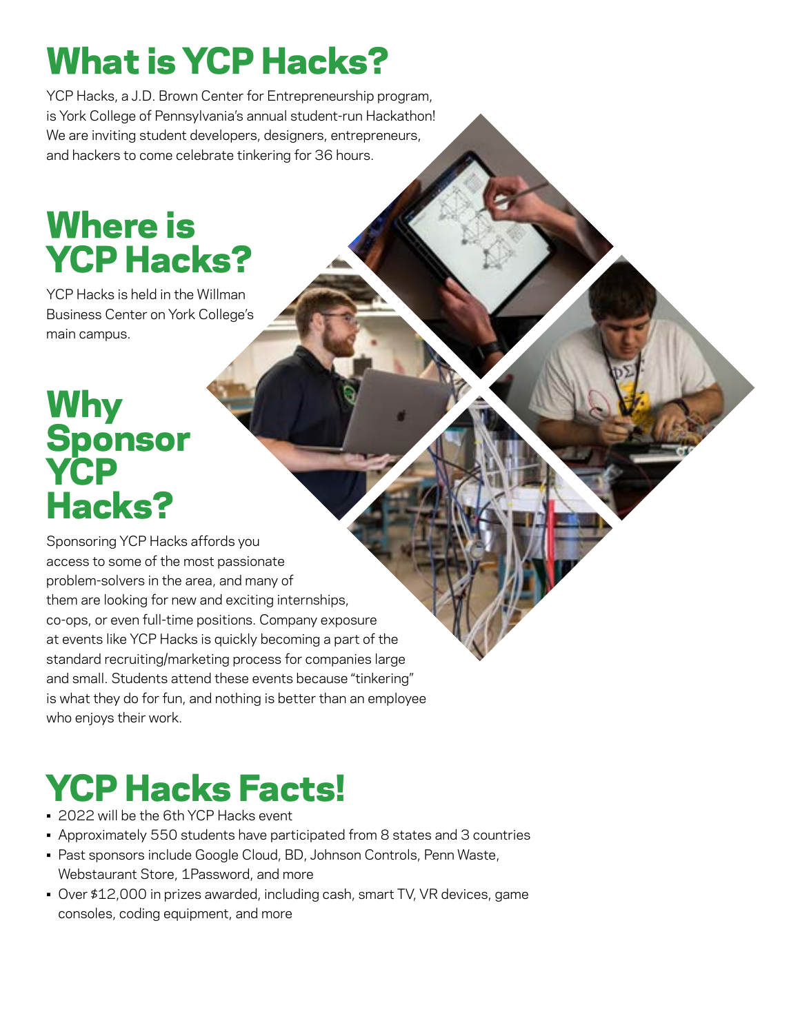# What is YCP Hacks?

YCP Hacks, a J.D. Brown Center for Entrepreneurship program, is York College of Pennsylvania's annual student-run Hackathon! We are inviting student developers, designers, entrepreneurs, and hackers to come celebrate tinkering for 36 hours.

# Where is YCP Hacks?

YCP Hacks is held in the Willman Business Center on York College's main campus.

# Why Sponsor YCP Hacks?

Sponsoring YCP Hacks affords you access to some of the most passionate problem-solvers in the area, and many of them are looking for new and exciting internships, co-ops, or even full-time positions. Company exposure at events like YCP Hacks is quickly becoming a part of the standard recruiting/marketing process for companies large and small. Students attend these events because "tinkering" is what they do for fun, and nothing is better than an employee who enjoys their work.

# YCP Hacks Facts!

- 2022 will be the 6th YCP Hacks event
- Approximately 550 students have participated from 8 states and 3 countries
- Past sponsors include Google Cloud, BD, Johnson Controls, Penn Waste, Webstaurant Store, 1Password, and more
- Over $12,000 in prizes awarded, including cash, smart TV, VR devices, game consoles, coding equipment, and more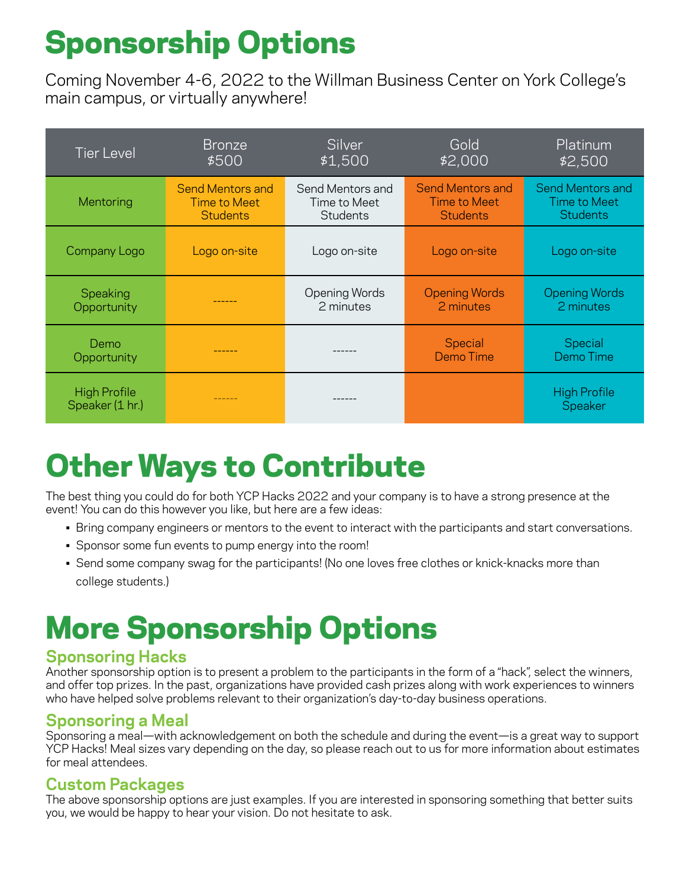# Sponsorship Options

Coming November 4-6, 2022 to the Willman Business Center on York College's main campus, or virtually anywhere!

| Tier Level | Bronze $500 | Silver $1,500 | Gold $2,000 | Platinum $2,500 |
| --- | --- | --- | --- | --- |
| Mentoring | Send Mentors and Time to Meet Students | Send Mentors and Time to Meet Students | Send Mentors and Time to Meet Students | Send Mentors and Time to Meet Students |
| Company Logo | Logo on-site | Logo on-site | Logo on-site | Logo on-site |
| Speaking Opportunity | ------ | Opening Words 2 minutes | Opening Words 2 minutes | Opening Words 2 minutes |
| Demo Opportunity | ------ | ------ | Special Demo Time | Special Demo Time |
| High Profile Speaker (1 hr.) | ------ | ------ | | High Profile Speaker |

# Other Ways to Contribute

The best thing you could do for both YCP Hacks 2022 and your company is to have a strong presence at the event! You can do this however you like, but here are a few ideas:

- Bring company engineers or mentors to the event to interact with the participants and start conversations.
- Sponsor some fun events to pump energy into the room!
- Send some company swag for the participants! (No one loves free clothes or knick-knacks more than college students.)

# More Sponsorship Options

## Sponsoring Hacks

Another sponsorship option is to present a problem to the participants in the form of a "hack", select the winners, and offer top prizes. In the past, organizations have provided cash prizes along with work experiences to winners who have helped solve problems relevant to their organization's day-to-day business operations.

## Sponsoring a Meal

Sponsoring a meal—with acknowledgement on both the schedule and during the event—is a great way to support YCP Hacks! Meal sizes vary depending on the day, so please reach out to us for more information about estimates for meal attendees.

## Custom Packages

The above sponsorship options are just examples. If you are interested in sponsoring something that better suits you, we would be happy to hear your vision. Do not hesitate to ask.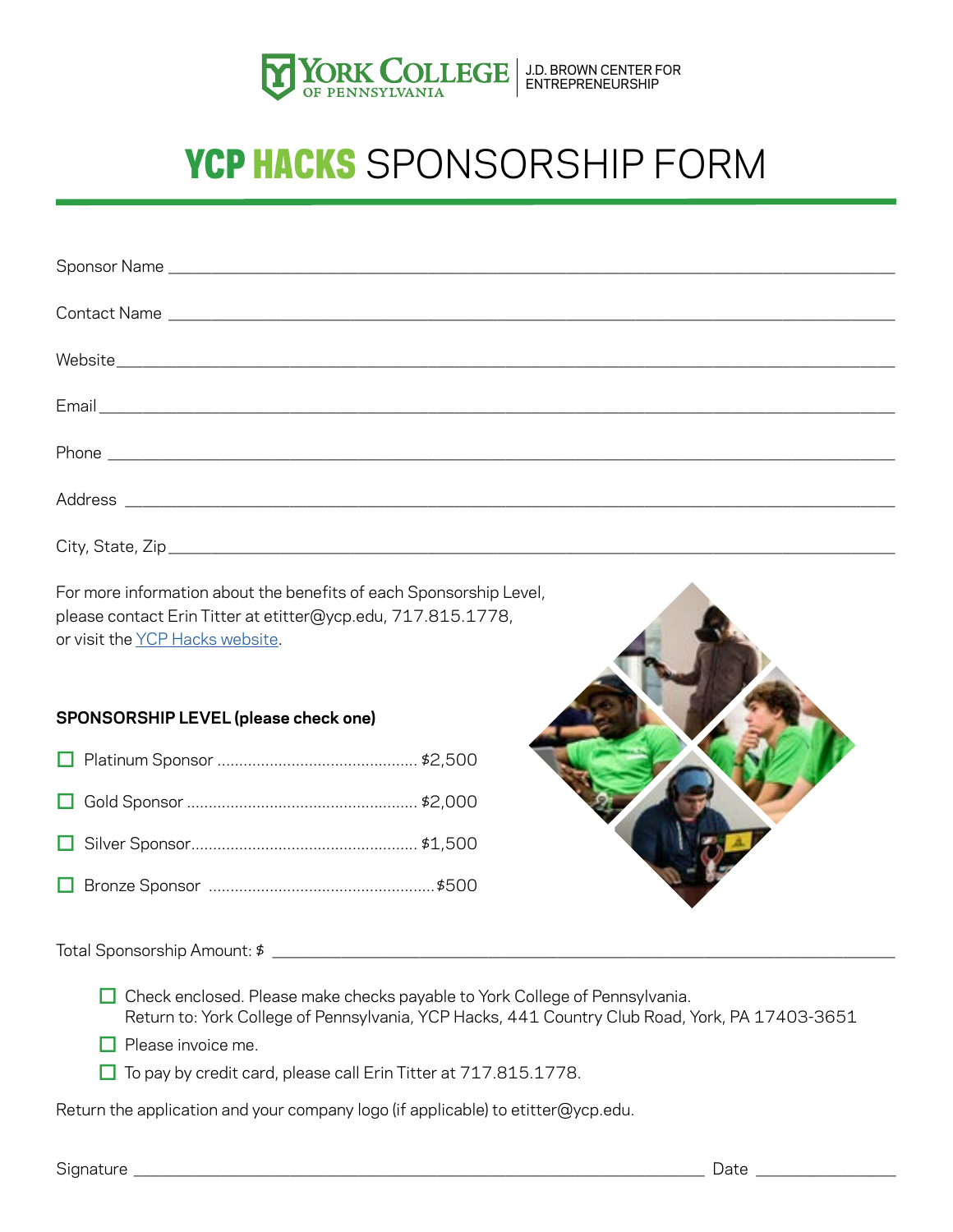YORK COLLEGE OF PENNSYLVANIA | J.D. BROWN CENTER FOR ENTREPRENEURSHIP

# YCP HACKS SPONSORSHIP FORM

Sponsor Name ______________________________________________

Contact Name ______________________________________________

Website ______________________________________________

Email ______________________________________________

Phone ______________________________________________

Address ______________________________________________

City, State, Zip ______________________________________________

For more information about the benefits of each Sponsorship Level, please contact Erin Titter at etitter@ycp.edu, 717.815.1778, or visit the YCP Hacks website.

**SPONSORSHIP LEVEL (please check one)**

- ☐ Platinum Sponsor ............................................. $2,500
- ☐ Gold Sponsor ............................................. $2,000
- ☐ Silver Sponsor ............................................. $1,500
- ☐ Bronze Sponsor ............................................. $500

Total Sponsorship Amount: $ ______________________________________________

- ☐ Check enclosed. Please make checks payable to York College of Pennsylvania.
  Return to: York College of Pennsylvania, YCP Hacks, 441 Country Club Road, York, PA 17403-3651
- ☐ Please invoice me.
- ☐ To pay by credit card, please call Erin Titter at 717.815.1778.

Return the application and your company logo (if applicable) to etitter@ycp.edu.

Signature ______________________________________________ Date ________________